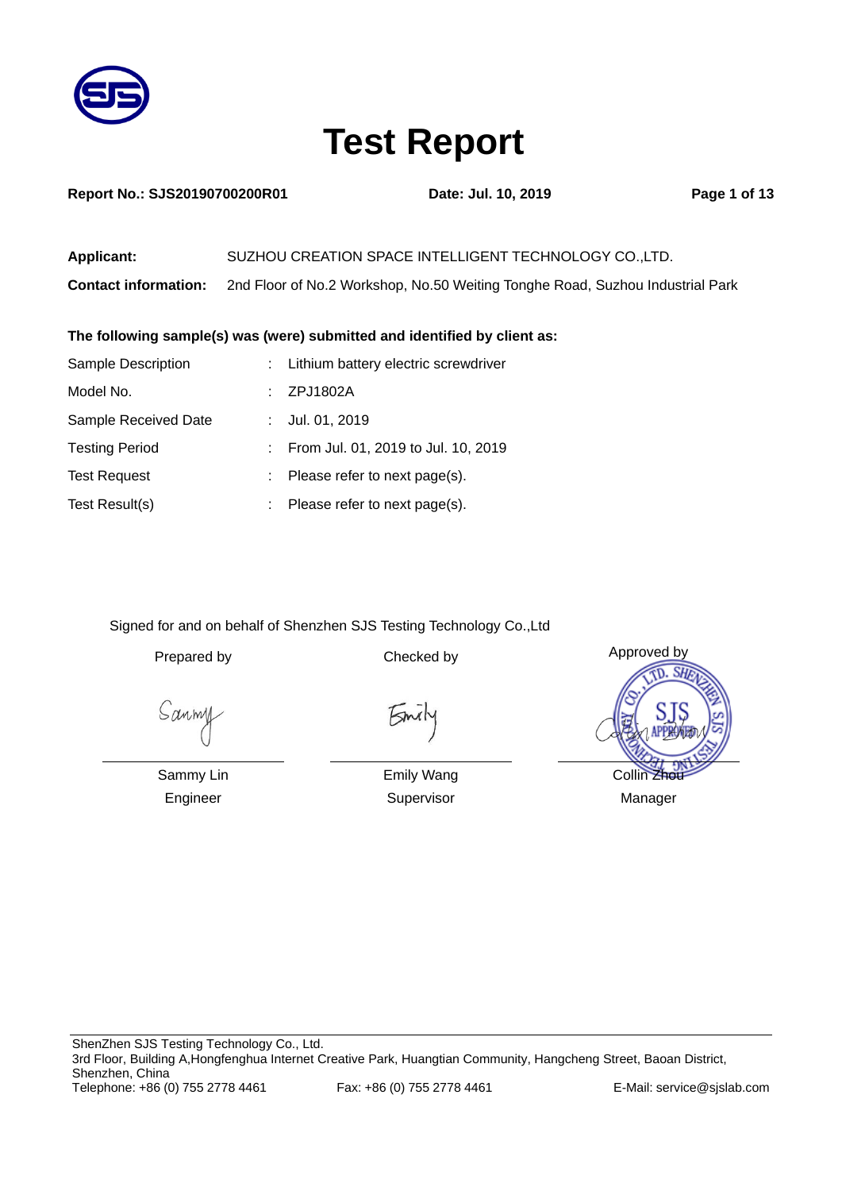# Test Report

**Report No.: SJS20190700200R01** **Date: Jul. 10, 2019**

**Applicant:** SUZHOU CREATION SPACE INTELLIGENT TECHNOLOGY CO.,LTD.

**Contact information:** 2nd Floor of No.2 Workshop, No.50 Weiting Tonghe Road, Suzhou Industrial Park

**The following sample(s) was (were) submitted and identified by client as:**

| | | |
|---|---|---|
| Sample Description | : | Lithium battery electric screwdriver |
| Model No. | : | ZPJ1802A |
| Sample Received Date | : | Jul. 01, 2019 |
| Testing Period | : | From Jul. 01, 2019 to Jul. 10, 2019 |
| Test Request | : | Please refer to next page(s). |
| Test Result(s) | : | Please refer to next page(s). |

Signed for and on behalf of Shenzhen SJS Testing Technology Co.,Ltd

| Prepared by | Checked by | Approved by |
|---|---|---|
| Sammy Lin | Emily Wang | Collin Zhou |
| Engineer | Supervisor | Manager |

ShenZhen SJS Testing Technology Co., Ltd.
3rd Floor, Building A,Hongfenghua Internet Creative Park, Huangtian Community, Hangcheng Street, Baoan District, Shenzhen, China
Telephone: +86 (0) 755 2778 4461 Fax: +86 (0) 755 2778 4461 E-Mail: service@sjslab.com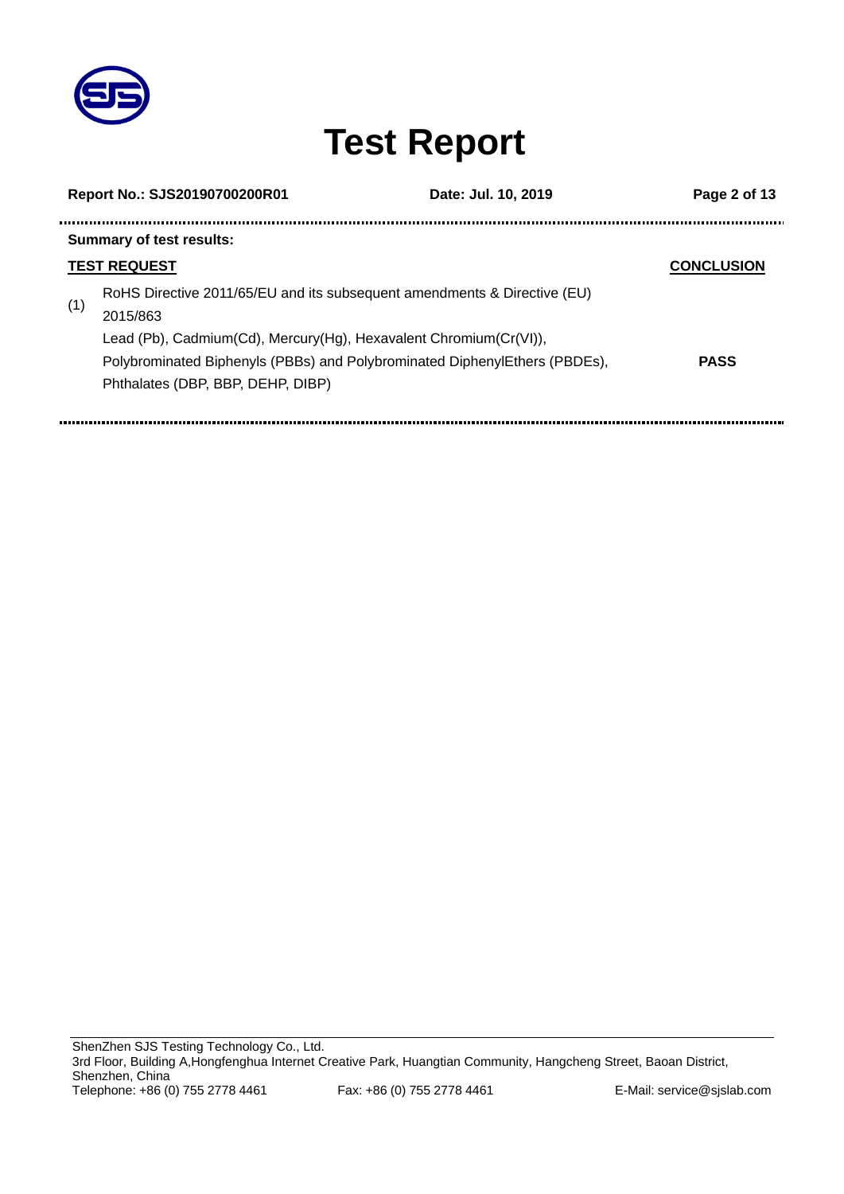# Test Report

**Summary of test results:**

| TEST REQUEST | CONCLUSION |
|---|---|
| (1) RoHS Directive 2011/65/EU and its subsequent amendments & Directive (EU) 2015/863<br>Lead (Pb), Cadmium(Cd), Mercury(Hg), Hexavalent Chromium(Cr(VI)), Polybrominated Biphenyls (PBBs) and Polybrominated DiphenylEthers (PBDEs), Phthalates (DBP, BBP, DEHP, DIBP) | **PASS** |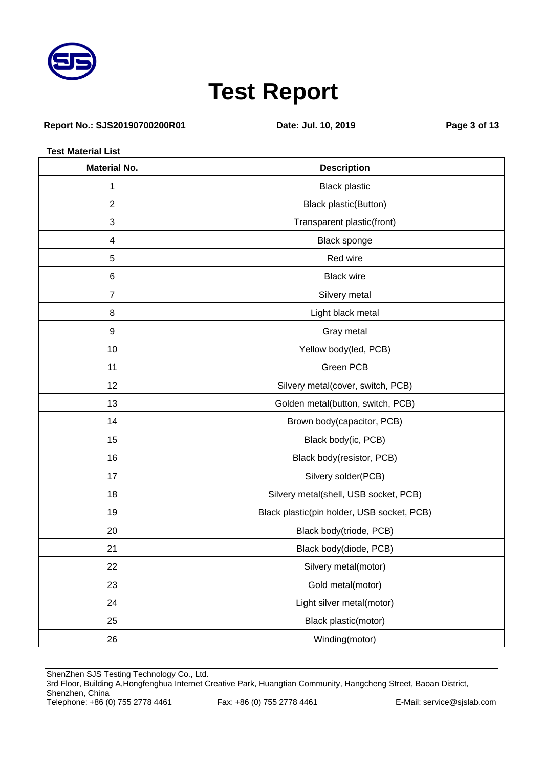# Test Report

**Report No.: SJS20190700200R01** **Date: Jul. 10, 2019**

**Test Material List**

| Material No. | Description |
|---|---|
| 1 | Black plastic |
| 2 | Black plastic(Button) |
| 3 | Transparent plastic(front) |
| 4 | Black sponge |
| 5 | Red wire |
| 6 | Black wire |
| 7 | Silvery metal |
| 8 | Light black metal |
| 9 | Gray metal |
| 10 | Yellow body(led, PCB) |
| 11 | Green PCB |
| 12 | Silvery metal(cover, switch, PCB) |
| 13 | Golden metal(button, switch, PCB) |
| 14 | Brown body(capacitor, PCB) |
| 15 | Black body(ic, PCB) |
| 16 | Black body(resistor, PCB) |
| 17 | Silvery solder(PCB) |
| 18 | Silvery metal(shell, USB socket, PCB) |
| 19 | Black plastic(pin holder, USB socket, PCB) |
| 20 | Black body(triode, PCB) |
| 21 | Black body(diode, PCB) |
| 22 | Silvery metal(motor) |
| 23 | Gold metal(motor) |
| 24 | Light silver metal(motor) |
| 25 | Black plastic(motor) |
| 26 | Winding(motor) |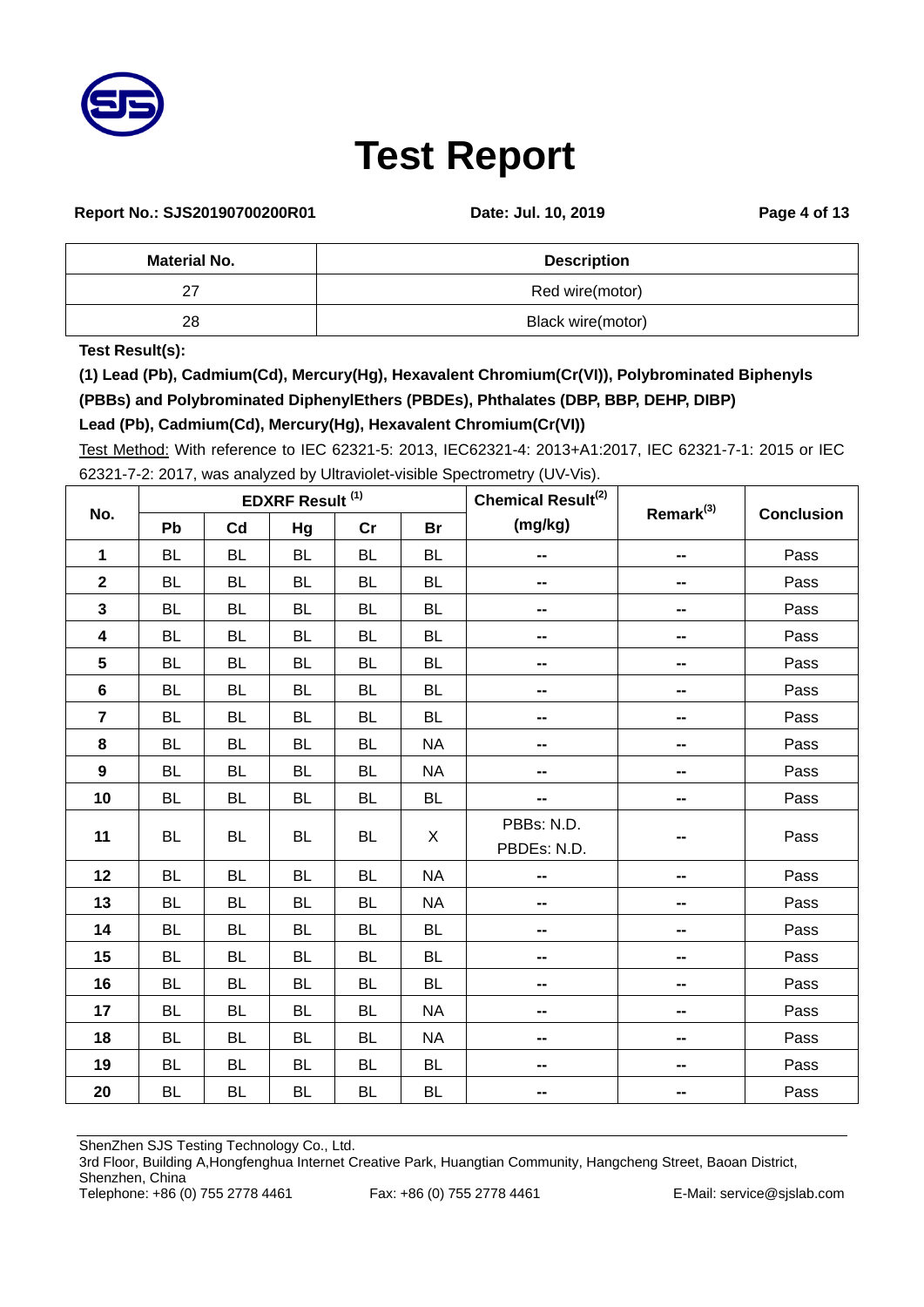# Test Report

**Report No.: SJS20190700200R01** **Date: Jul. 10, 2019**

| Material No. | Description |
|---|---|
| 27 | Red wire(motor) |
| 28 | Black wire(motor) |

**Test Result(s):**

**(1) Lead (Pb), Cadmium(Cd), Mercury(Hg), Hexavalent Chromium(Cr(VI)), Polybrominated Biphenyls (PBBs) and Polybrominated DiphenylEthers (PBDEs), Phthalates (DBP, BBP, DEHP, DIBP)**

**Lead (Pb), Cadmium(Cd), Mercury(Hg), Hexavalent Chromium(Cr(VI))**

Test Method: With reference to IEC 62321-5: 2013, IEC62321-4: 2013+A1:2017, IEC 62321-7-1: 2015 or IEC 62321-7-2: 2017, was analyzed by Ultraviolet-visible Spectrometry (UV-Vis).

| No. | EDXRF Result (1) | | | | | Chemical Result(2) (mg/kg) | Remark(3) | Conclusion |
|---|---|---|---|---|---|---|---|---|
| | Pb | Cd | Hg | Cr | Br | | | |
| 1 | BL | BL | BL | BL | BL | -- | -- | Pass |
| 2 | BL | BL | BL | BL | BL | -- | -- | Pass |
| 3 | BL | BL | BL | BL | BL | -- | -- | Pass |
| 4 | BL | BL | BL | BL | BL | -- | -- | Pass |
| 5 | BL | BL | BL | BL | BL | -- | -- | Pass |
| 6 | BL | BL | BL | BL | BL | -- | -- | Pass |
| 7 | BL | BL | BL | BL | BL | -- | -- | Pass |
| 8 | BL | BL | BL | BL | NA | -- | -- | Pass |
| 9 | BL | BL | BL | BL | NA | -- | -- | Pass |
| 10 | BL | BL | BL | BL | BL | -- | -- | Pass |
| 11 | BL | BL | BL | BL | X | PBBs: N.D. PBDEs: N.D. | -- | Pass |
| 12 | BL | BL | BL | BL | NA | -- | -- | Pass |
| 13 | BL | BL | BL | BL | NA | -- | -- | Pass |
| 14 | BL | BL | BL | BL | BL | -- | -- | Pass |
| 15 | BL | BL | BL | BL | BL | -- | -- | Pass |
| 16 | BL | BL | BL | BL | BL | -- | -- | Pass |
| 17 | BL | BL | BL | BL | NA | -- | -- | Pass |
| 18 | BL | BL | BL | BL | NA | -- | -- | Pass |
| 19 | BL | BL | BL | BL | BL | -- | -- | Pass |
| 20 | BL | BL | BL | BL | BL | -- | -- | Pass |

ShenZhen SJS Testing Technology Co., Ltd.
3rd Floor, Building A,Hongfenghua Internet Creative Park, Huangtian Community, Hangcheng Street, Baoan District, Shenzhen, China
Telephone: +86 (0) 755 2778 4461 Fax: +86 (0) 755 2778 4461 E-Mail: service@sjslab.com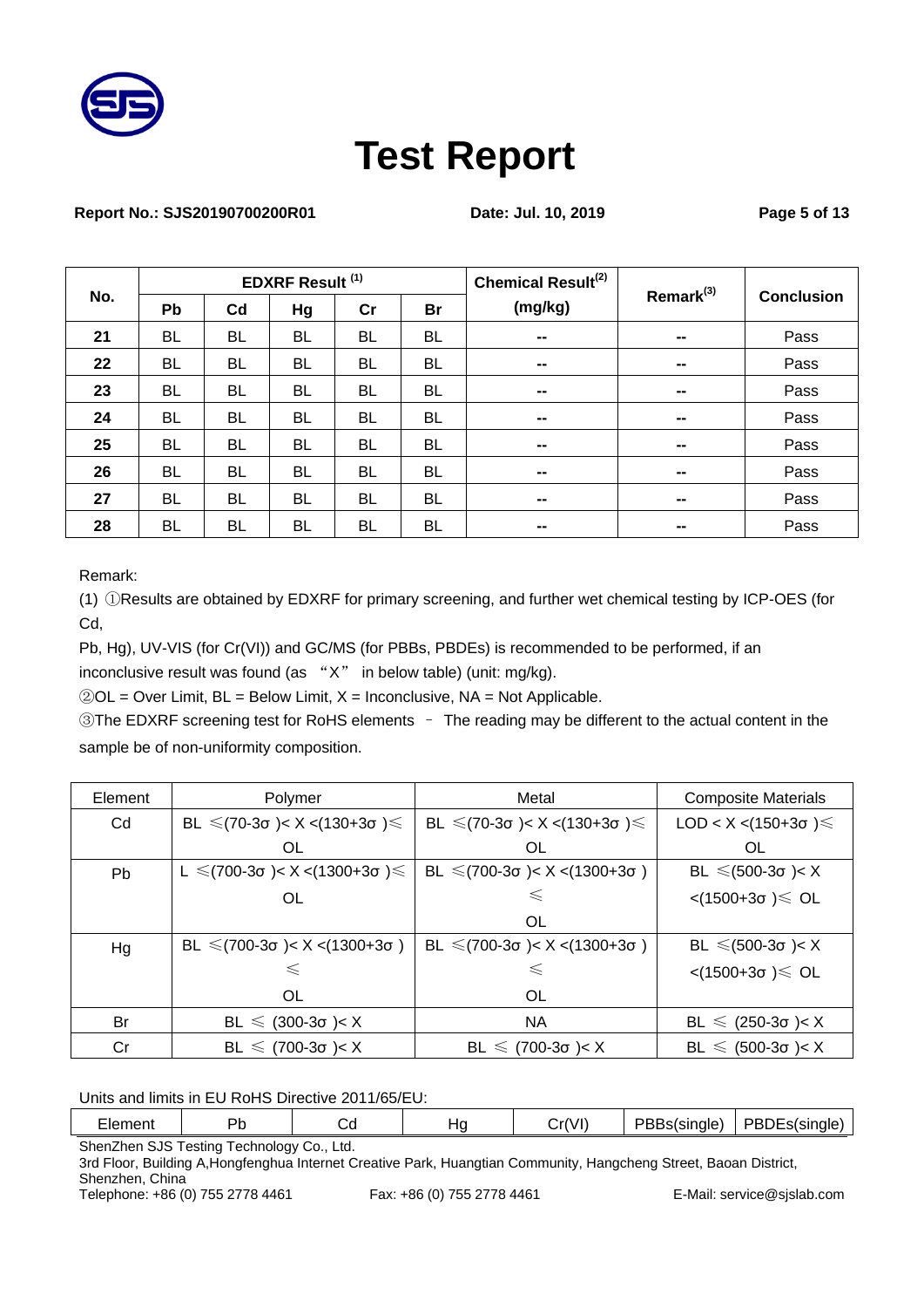# Test Report

**Report No.: SJS20190700200R01** **Date: Jul. 10, 2019**

| No. | EDXRF Result [1] | | | | | Chemical Result[2] (mg/kg) | Remark[3] | Conclusion |
|---|---|---|---|---|---|---|---|---|
| | Pb | Cd | Hg | Cr | Br | | | |
| 21 | BL | BL | BL | BL | BL | -- | -- | Pass |
| 22 | BL | BL | BL | BL | BL | -- | -- | Pass |
| 23 | BL | BL | BL | BL | BL | -- | -- | Pass |
| 24 | BL | BL | BL | BL | BL | -- | -- | Pass |
| 25 | BL | BL | BL | BL | BL | -- | -- | Pass |
| 26 | BL | BL | BL | BL | BL | -- | -- | Pass |
| 27 | BL | BL | BL | BL | BL | -- | -- | Pass |
| 28 | BL | BL | BL | BL | BL | -- | -- | Pass |

Remark:

(1) ①Results are obtained by EDXRF for primary screening, and further wet chemical testing by ICP-OES (for Cd,

Pb, Hg), UV-VIS (for Cr(VI)) and GC/MS (for PBBs, PBDEs) is recommended to be performed, if an inconclusive result was found (as “X” in below table) (unit: mg/kg).

②OL = Over Limit, BL = Below Limit, X = Inconclusive, NA = Not Applicable.

③The EDXRF screening test for RoHS elements – The reading may be different to the actual content in the sample be of non-uniformity composition.

| Element | Polymer | Metal | Composite Materials |
|---|---|---|---|
| Cd | BL ≤(70-3σ )< X <(130+3σ )≤ OL | BL ≤(70-3σ )< X <(130+3σ )≤ OL | LOD < X <(150+3σ )≤ OL |
| Pb | L ≤(700-3σ )< X <(1300+3σ )≤ OL | BL ≤(700-3σ )< X <(1300+3σ ) ≤ OL | BL ≤(500-3σ )< X <(1500+3σ )≤ OL |
| Hg | BL ≤(700-3σ )< X <(1300+3σ ) ≤ OL | BL ≤(700-3σ )< X <(1300+3σ ) ≤ OL | BL ≤(500-3σ )< X <(1500+3σ )≤ OL |
| Br | BL ≤ (300-3σ )< X | NA | BL ≤ (250-3σ )< X |
| Cr | BL ≤ (700-3σ )< X | BL ≤ (700-3σ )< X | BL ≤ (500-3σ )< X |

Units and limits in EU RoHS Directive 2011/65/EU:

| Element | Pb | Cd | Hg | Cr(VI) | PBBs(single) | PBDEs(single) |
|---|---|---|---|---|---|---|

ShenZhen SJS Testing Technology Co., Ltd.
3rd Floor, Building A,Hongfenghua Internet Creative Park, Huangtian Community, Hangcheng Street, Baoan District, Shenzhen, China
Telephone: +86 (0) 755 2778 4461 Fax: +86 (0) 755 2778 4461 E-Mail: service@sjslab.com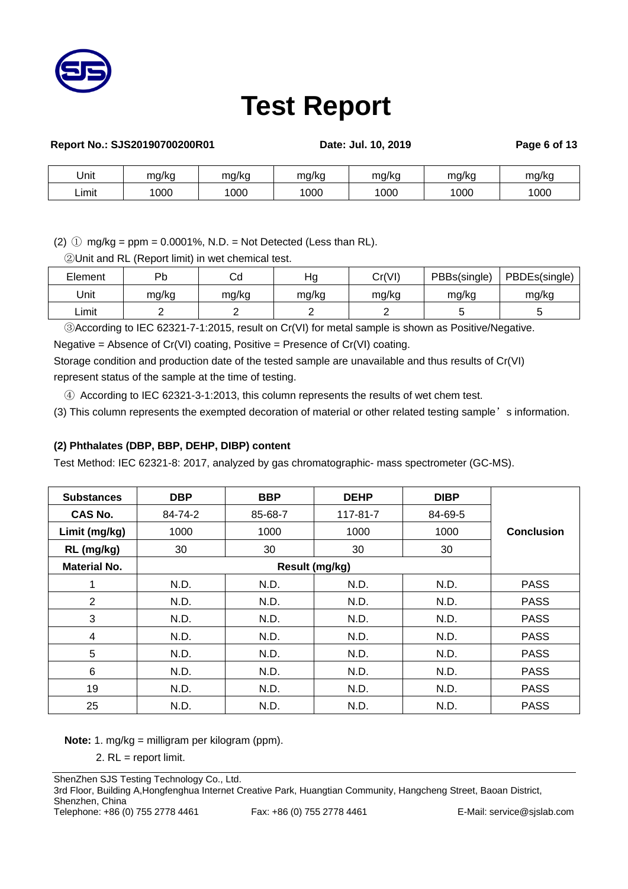| Unit | mg/kg | mg/kg | mg/kg | mg/kg | mg/kg | mg/kg |
|---|---|---|---|---|---|---|
| Limit | 1000 | 1000 | 1000 | 1000 | 1000 | 1000 |

(2) ① mg/kg = ppm = 0.0001%, N.D. = Not Detected (Less than RL).

②Unit and RL (Report limit) in wet chemical test.

| Element | Pb | Cd | Hg | Cr(VI) | PBBs(single) | PBDEs(single) |
|---|---|---|---|---|---|---|
| Unit | mg/kg | mg/kg | mg/kg | mg/kg | mg/kg | mg/kg |
| Limit | 2 | 2 | 2 | 2 | 5 | 5 |

③According to IEC 62321-7-1:2015, result on Cr(VI) for metal sample is shown as Positive/Negative. Negative = Absence of Cr(VI) coating, Positive = Presence of Cr(VI) coating.

Storage condition and production date of the tested sample are unavailable and thus results of Cr(VI) represent status of the sample at the time of testing.

④ According to IEC 62321-3-1:2013, this column represents the results of wet chem test.

(3) This column represents the exempted decoration of material or other related testing sample' s information.

**(2) Phthalates (DBP, BBP, DEHP, DIBP) content**

Test Method: IEC 62321-8: 2017, analyzed by gas chromatographic- mass spectrometer (GC-MS).

| **Substances** | **DBP** | **BBP** | **DEHP** | **DIBP** | **Conclusion** |
|---|---|---|---|---|---|
| **CAS No.** | 84-74-2 | 85-68-7 | 117-81-7 | 84-69-5 | |
| **Limit (mg/kg)** | 1000 | 1000 | 1000 | 1000 | |
| **RL (mg/kg)** | 30 | 30 | 30 | 30 | |
| **Material No.** | **Result (mg/kg)** | | | | |
| 1 | N.D. | N.D. | N.D. | N.D. | PASS |
| 2 | N.D. | N.D. | N.D. | N.D. | PASS |
| 3 | N.D. | N.D. | N.D. | N.D. | PASS |
| 4 | N.D. | N.D. | N.D. | N.D. | PASS |
| 5 | N.D. | N.D. | N.D. | N.D. | PASS |
| 6 | N.D. | N.D. | N.D. | N.D. | PASS |
| 19 | N.D. | N.D. | N.D. | N.D. | PASS |
| 25 | N.D. | N.D. | N.D. | N.D. | PASS |

**Note:** 1. mg/kg = milligram per kilogram (ppm).

2. RL = report limit.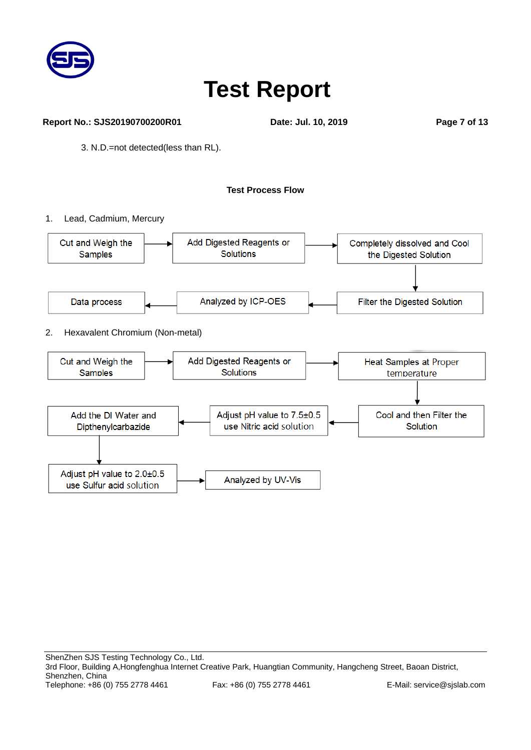3. N.D.=not detected(less than RL).

**Test Process Flow**

1. Lead, Cadmium, Mercury

Cut and Weigh the Samples → Add Digested Reagents or Solutions → Completely dissolved and Cool the Digested Solution → Filter the Digested Solution → Analyzed by ICP-OES → Data process

2. Hexavalent Chromium (Non-metal)

Cut and Weigh the Samples → Add Digested Reagents or Solutions → Heat Samples at Proper temperature → Cool and then Filter the Solution → Adjust pH value to 7.5±0.5 use Nitric acid solution → Add the DI Water and Dipthenylcarbazide → Adjust pH value to 2.0±0.5 use Sulfur acid solution → Analyzed by UV-Vis

ShenZhen SJS Testing Technology Co., Ltd.
3rd Floor, Building A,Hongfenghua Internet Creative Park, Huangtian Community, Hangcheng Street, Baoan District, Shenzhen, China
Telephone: +86 (0) 755 2778 4461 Fax: +86 (0) 755 2778 4461 E-Mail: service@sjslab.com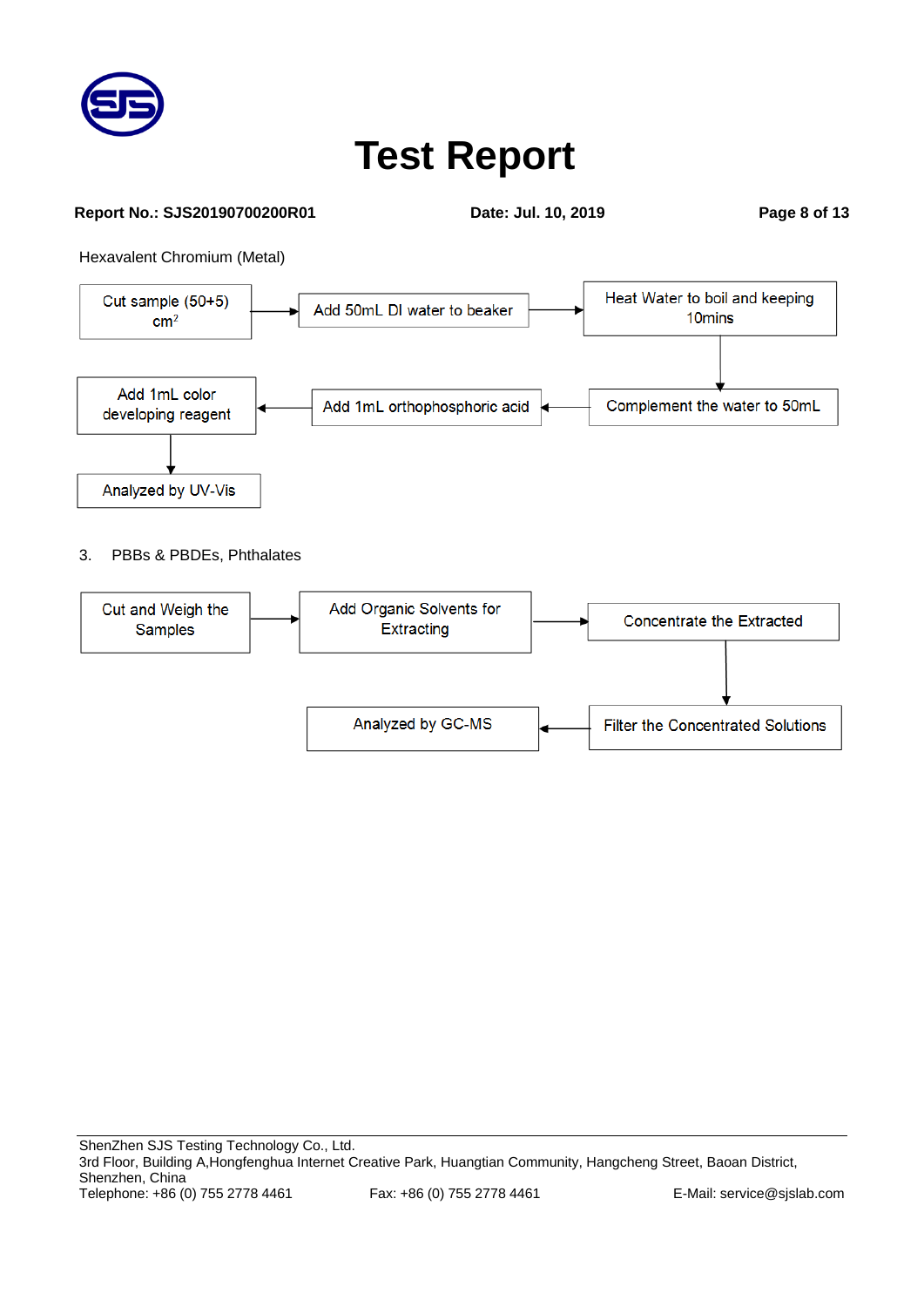Hexavalent Chromium (Metal)

Cut sample (50+5) $cm^2$ → Add 50mL DI water to beaker → Heat Water to boil and keeping 10mins → Complement the water to 50mL → Add 1mL orthophosphoric acid → Add 1mL color developing reagent → Analyzed by UV-Vis

3. PBBs & PBDEs, Phthalates

Cut and Weigh the Samples → Add Organic Solvents for Extracting → Concentrate the Extracted → Filter the Concentrated Solutions → Analyzed by GC-MS

ShenZhen SJS Testing Technology Co., Ltd.
3rd Floor, Building A,Hongfenghua Internet Creative Park, Huangtian Community, Hangcheng Street, Baoan District, Shenzhen, China
Telephone: +86 (0) 755 2778 4461 Fax: +86 (0) 755 2778 4461 E-Mail: service@sjslab.com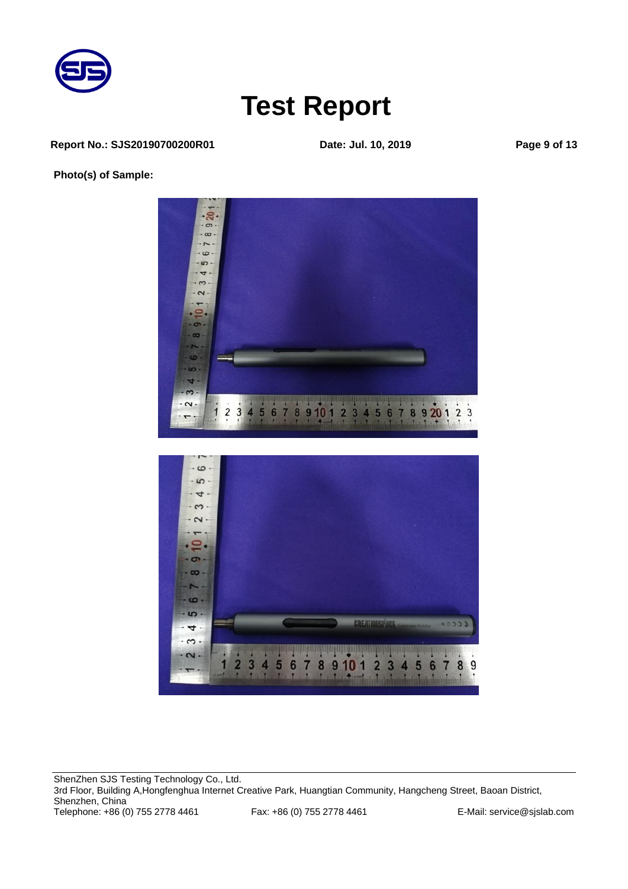# Test Report

**Report No.: SJS20190700200R01** **Date: Jul. 10, 2019**

**Photo(s) of Sample:**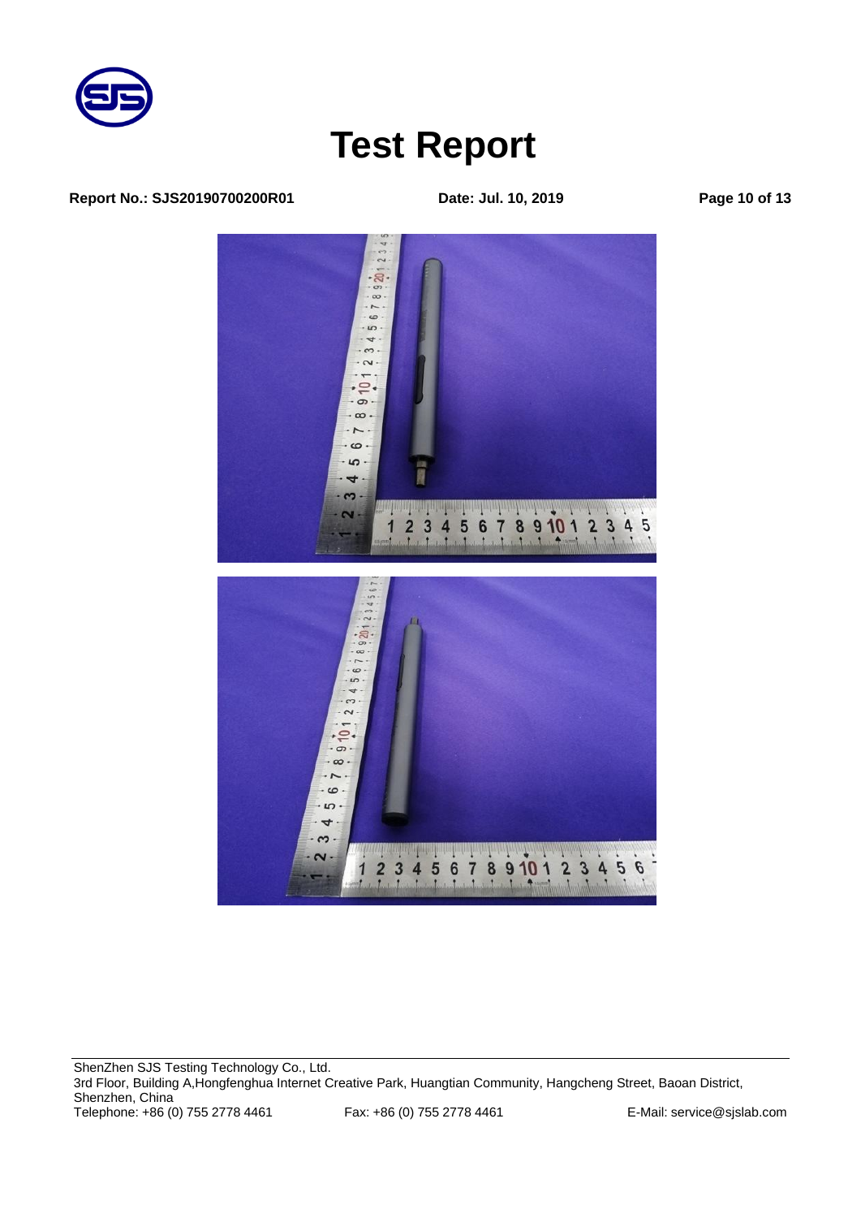# Test Report

**Report No.: SJS20190700200R01** **Date: Jul. 10, 2019**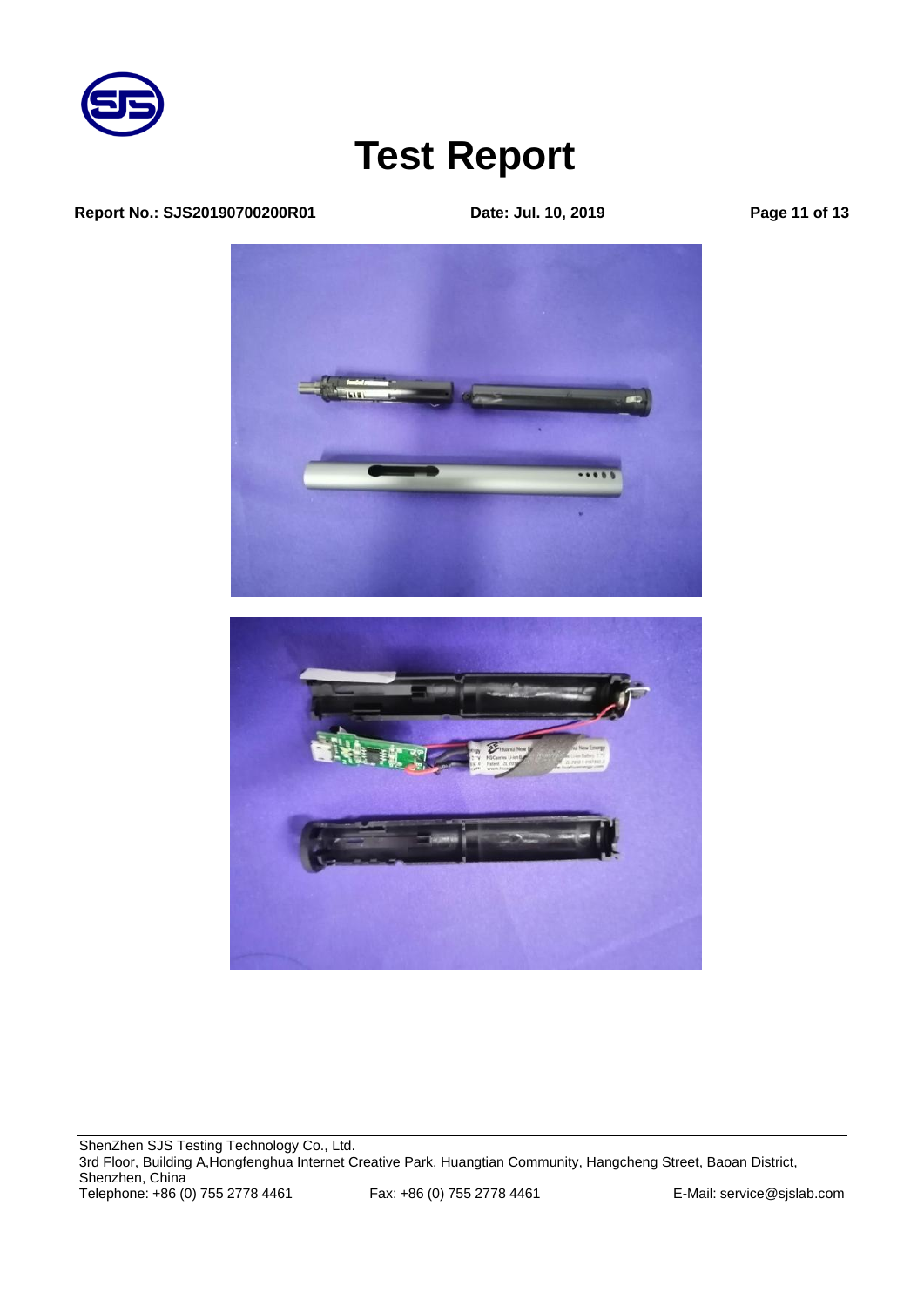# Test Report

**Report No.: SJS20190700200R01** **Date: Jul. 10, 2019**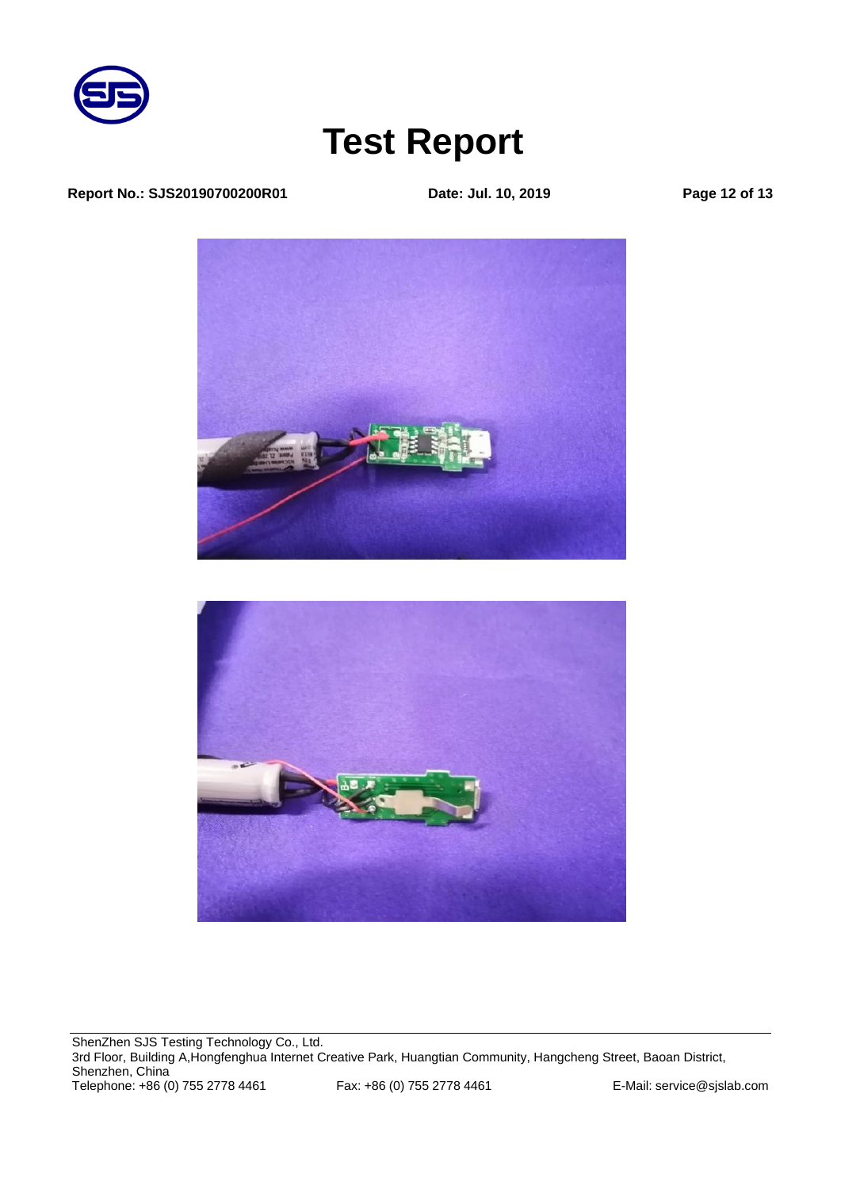# Test Report

**Report No.: SJS20190700200R01** **Date: Jul. 10, 2019**

ShenZhen SJS Testing Technology Co., Ltd.
3rd Floor, Building A,Hongfenghua Internet Creative Park, Huangtian Community, Hangcheng Street, Baoan District, Shenzhen, China
Telephone: +86 (0) 755 2778 4461 Fax: +86 (0) 755 2778 4461 E-Mail: service@sjslab.com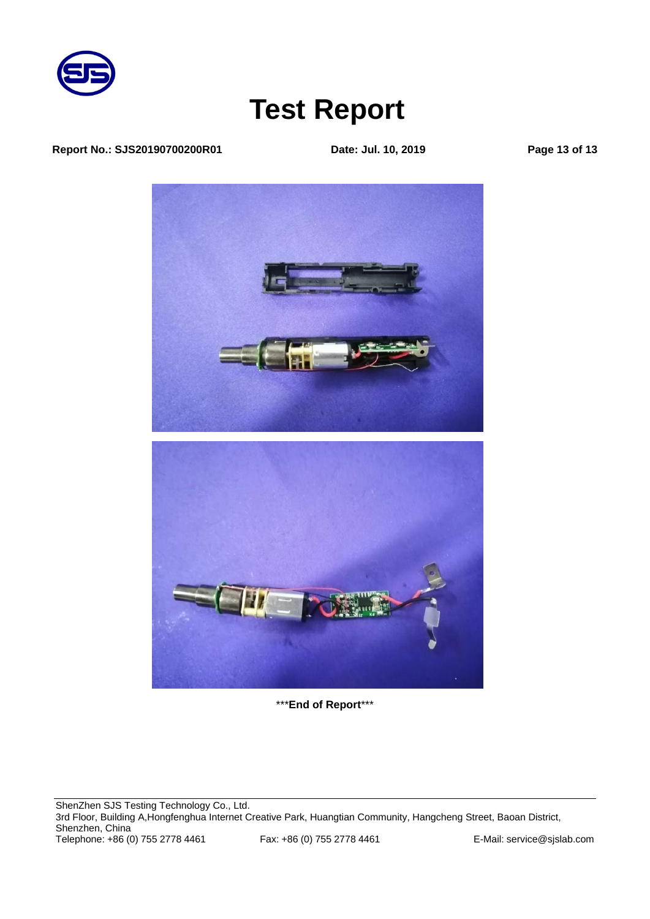# Test Report

**Report No.: SJS20190700200R01** **Date: Jul. 10, 2019**

\*\*\***End of Report**\*\*\*

ShenZhen SJS Testing Technology Co., Ltd.
3rd Floor, Building A,Hongfenghua Internet Creative Park, Huangtian Community, Hangcheng Street, Baoan District, Shenzhen, China
Telephone: +86 (0) 755 2778 4461 Fax: +86 (0) 755 2778 4461 E-Mail: service@sjslab.com